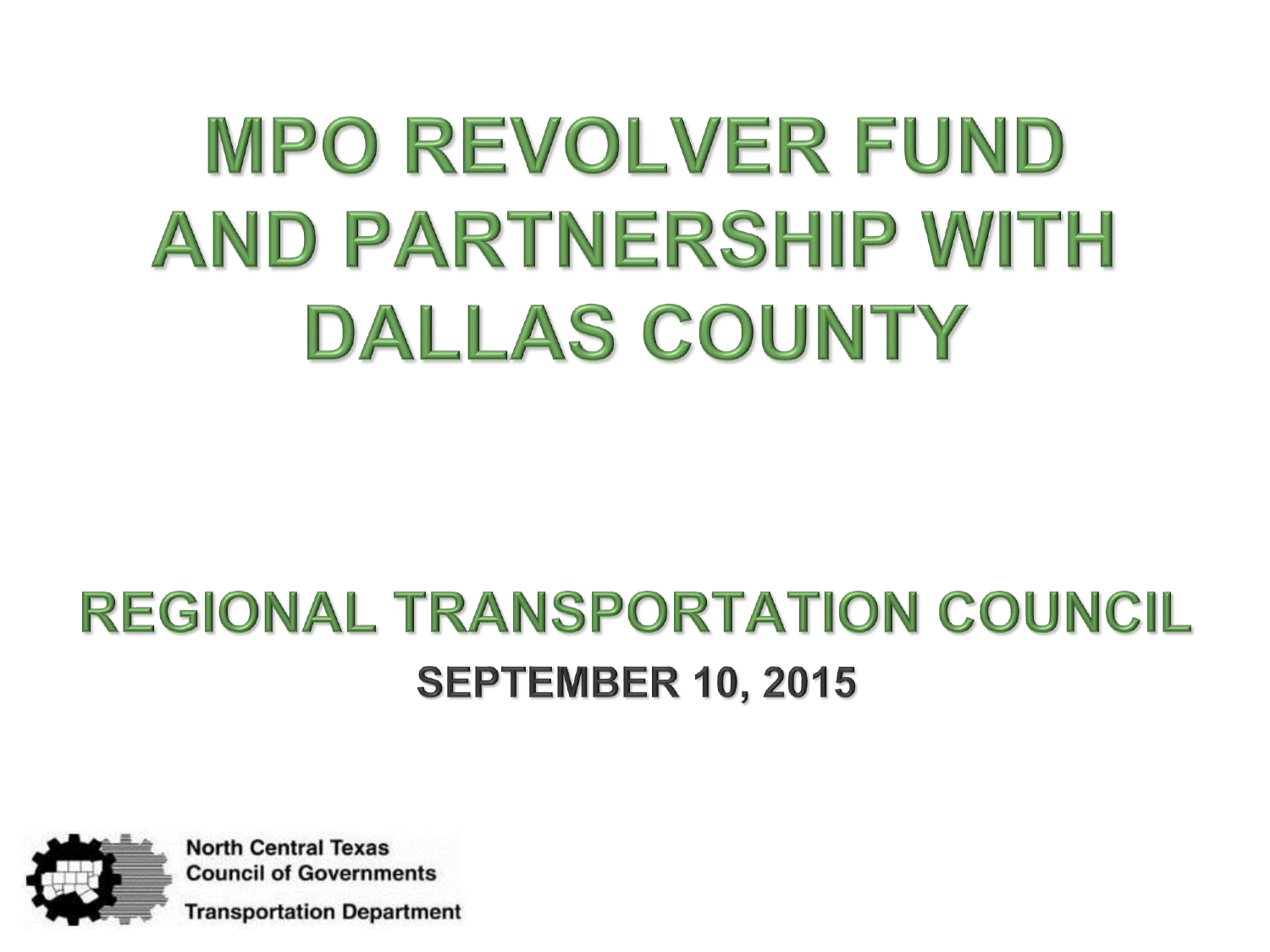# MPO REVOLVER FUND AND PARTNERSHIP WITH DALLAS COUNTY

## REGIONAL TRANSPORTATION COUNCIL

**SEPTEMBER 10, 2015**

North Central Texas Council of Governments

Transportation Department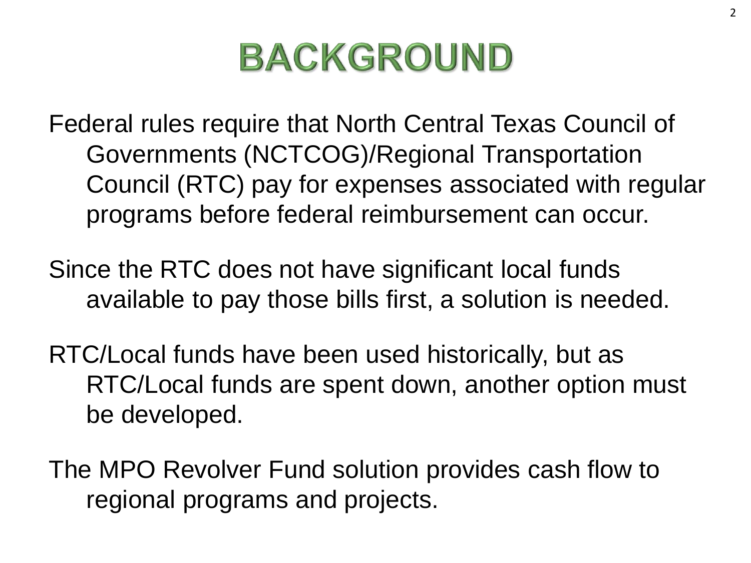# BACKGROUND

Federal rules require that North Central Texas Council of Governments (NCTCOG)/Regional Transportation Council (RTC) pay for expenses associated with regular programs before federal reimbursement can occur.

Since the RTC does not have significant local funds available to pay those bills first, a solution is needed.

RTC/Local funds have been used historically, but as RTC/Local funds are spent down, another option must be developed.

The MPO Revolver Fund solution provides cash flow to regional programs and projects.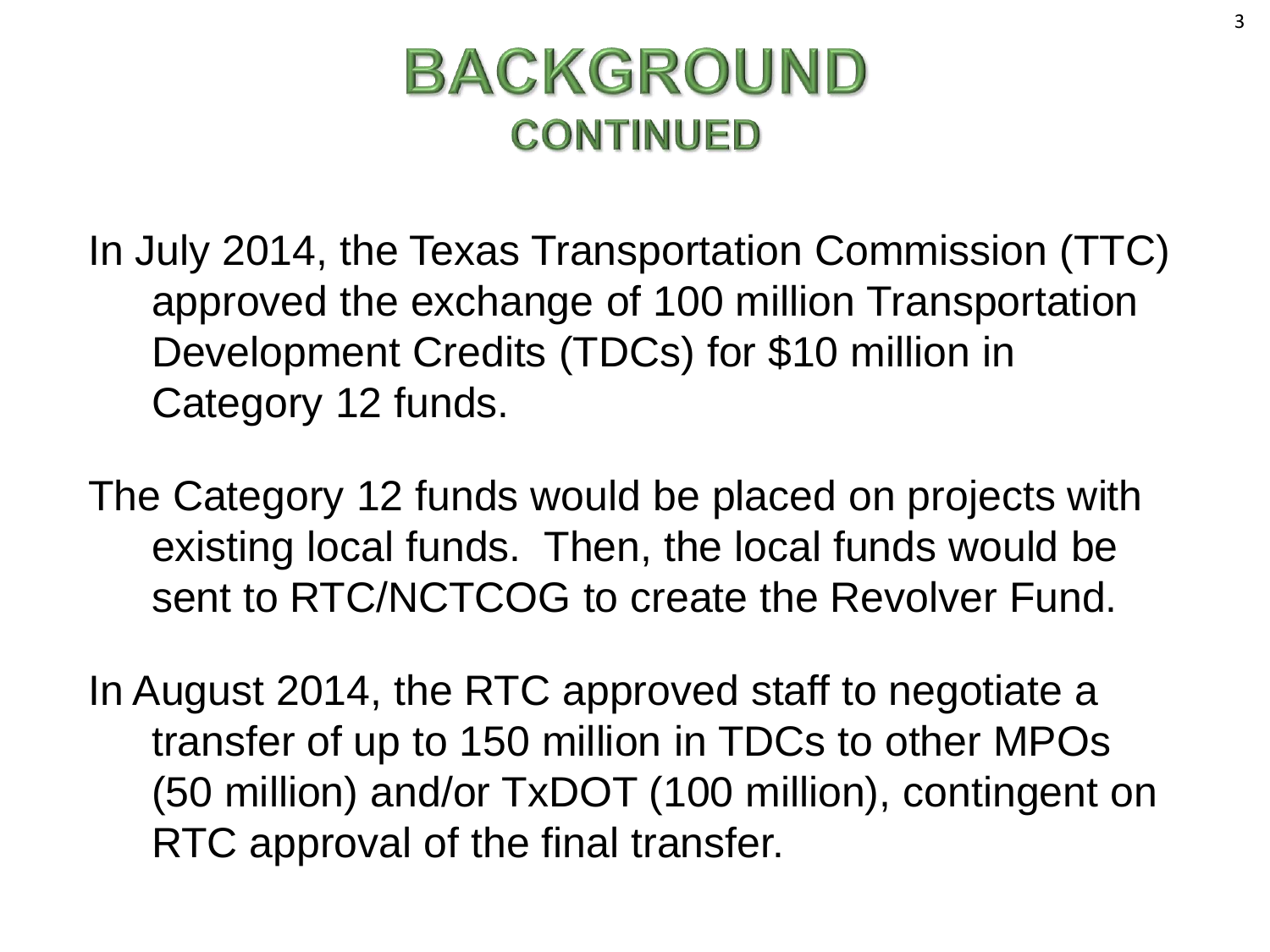# BACKGROUND

## CONTINUED

In July 2014, the Texas Transportation Commission (TTC) approved the exchange of 100 million Transportation Development Credits (TDCs) for $10 million in Category 12 funds.

The Category 12 funds would be placed on projects with existing local funds. Then, the local funds would be sent to RTC/NCTCOG to create the Revolver Fund.

In August 2014, the RTC approved staff to negotiate a transfer of up to 150 million in TDCs to other MPOs (50 million) and/or TxDOT (100 million), contingent on RTC approval of the final transfer.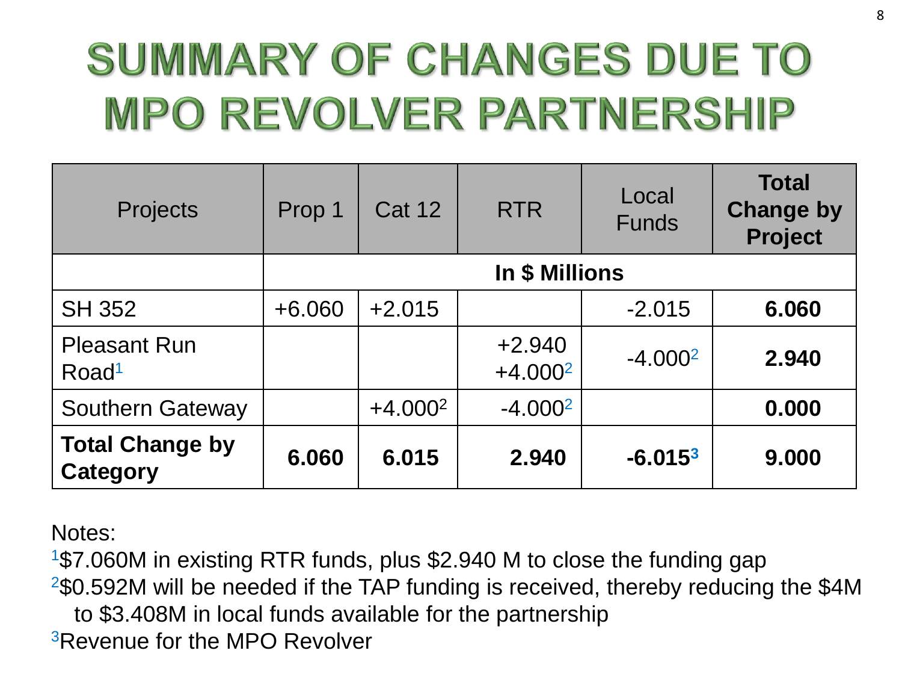# SUMMARY OF CHANGES DUE TO MPO REVOLVER PARTNERSHIP

| Projects | Prop 1 | Cat 12 | RTR | Local Funds | **Total Change by Project** |
|---|---|---|---|---|---|
| | **In $ Millions** | | | | |
| SH 352 | +6.060 | +2.015 | | -2.015 | **6.060** |
| Pleasant Run Road[1] | | | +2.940 +4.000[2] | -4.000[2] | **2.940** |
| Southern Gateway | | +4.000[2] | -4.000[2] | | **0.000** |
| **Total Change by Category** | **6.060** | **6.015** | **2.940** | **-6.015[3]** | **9.000** |

Notes:

[1]$7.060M in existing RTR funds, plus $2.940 M to close the funding gap

[2]$0.592M will be needed if the TAP funding is received, thereby reducing the $4M to $3.408M in local funds available for the partnership

[3]Revenue for the MPO Revolver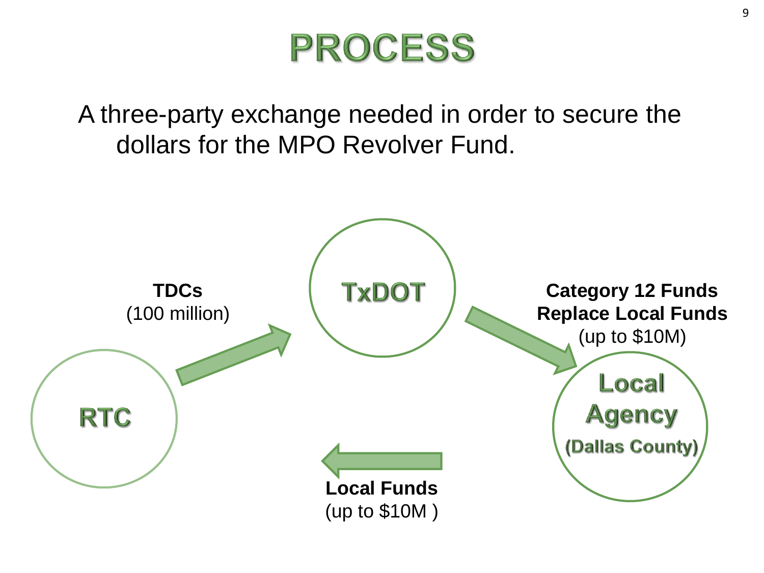# PROCESS

A three-party exchange needed in order to secure the dollars for the MPO Revolver Fund.

**TDCs**
(100 million)

**TxDOT**

**Category 12 Funds Replace Local Funds**
(up to $10M)

**RTC**

**Local Agency**
**(Dallas County)**

**Local Funds**
(up to $10M )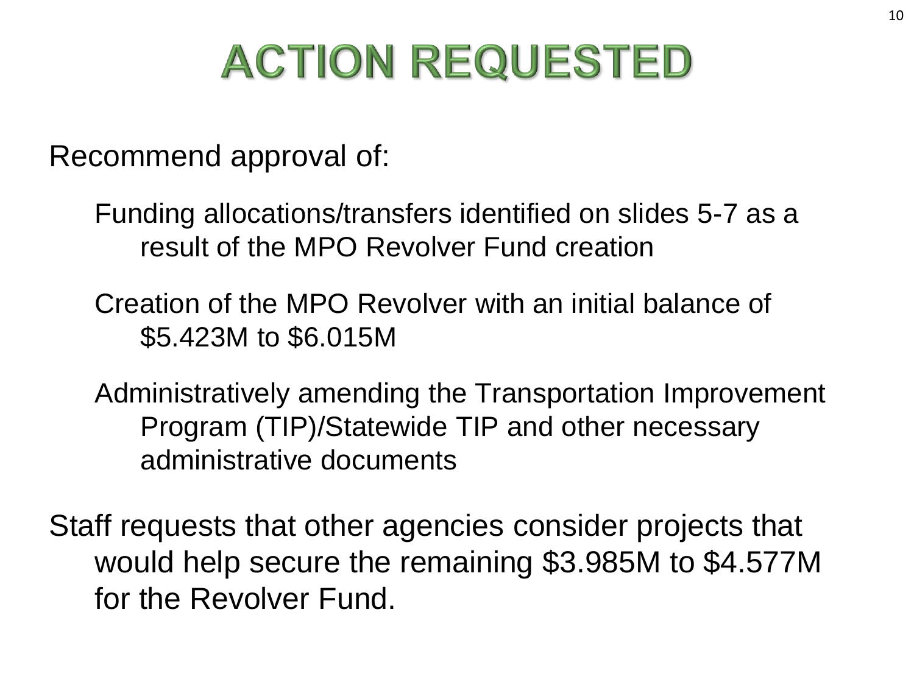# ACTION REQUESTED

Recommend approval of:

- Funding allocations/transfers identified on slides 5-7 as a result of the MPO Revolver Fund creation
- Creation of the MPO Revolver with an initial balance of \$5.423M to \$6.015M
- Administratively amending the Transportation Improvement Program (TIP)/Statewide TIP and other necessary administrative documents

Staff requests that other agencies consider projects that would help secure the remaining \$3.985M to \$4.577M for the Revolver Fund.